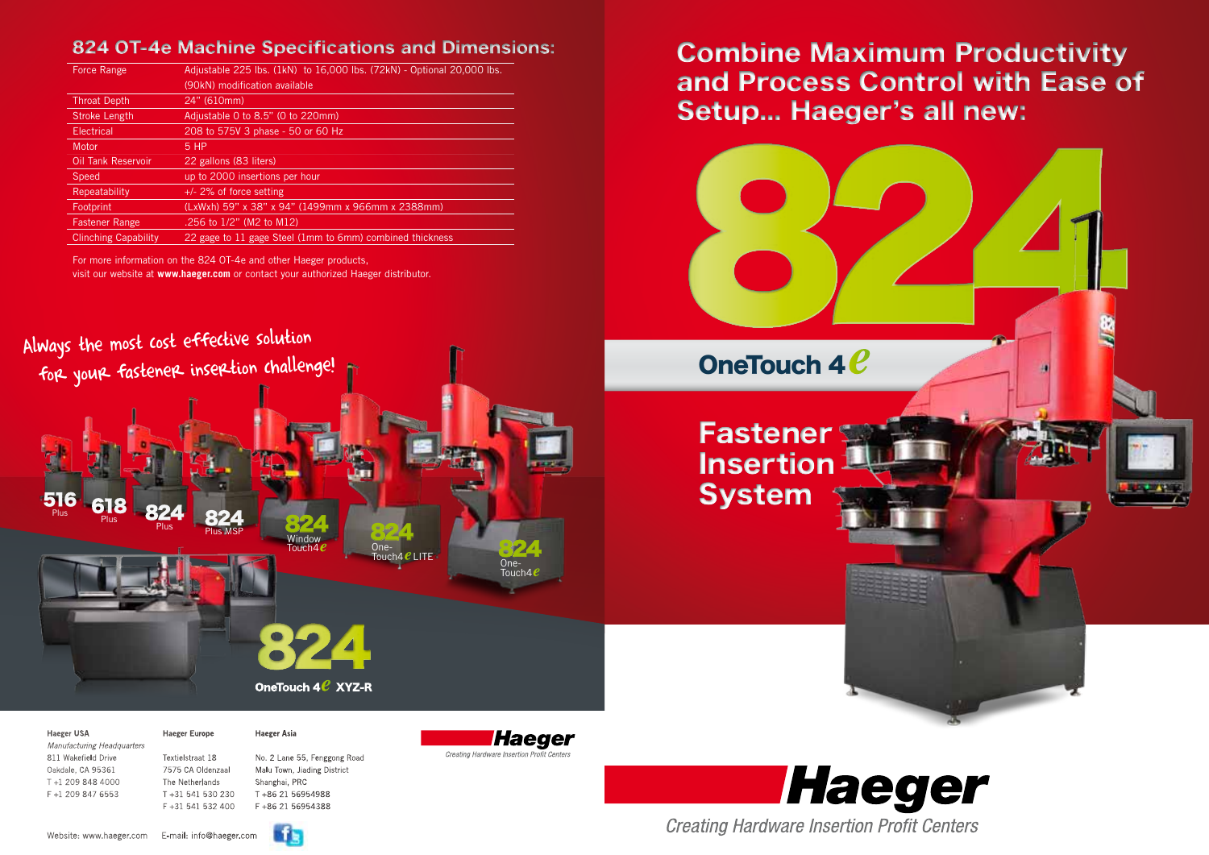## 824 OT-4e Machine Specifications and Dimensions:

| | |
|---|---|
| Force Range | Adjustable 225 lbs. (1kN) to 16,000 lbs. (72kN) - Optional 20,000 lbs. (90kN) modification available |
| Throat Depth | 24" (610mm) |
| Stroke Length | Adjustable 0 to 8.5" (0 to 220mm) |
| Electrical | 208 to 575V 3 phase - 50 or 60 Hz |
| Motor | 5 HP |
| Oil Tank Reservoir | 22 gallons (83 liters) |
| Speed | up to 2000 insertions per hour |
| Repeatability | +/- 2% of force setting |
| Footprint | (LxWxh) 59" x 38" x 94" (1499mm x 966mm x 2388mm) |
| Fastener Range | .256 to 1/2" (M2 to M12) |
| Clinching Capability | 22 gage to 11 gage Steel (1mm to 6mm) combined thickness |

For more information on the 824 OT-4e and other Haeger products, visit our website at **www.haeger.com** or contact your authorized Haeger distributor.

Always the most cost effective solution for your fastener insertion challenge!

516 Plus | 618 Plus | 824 Plus | 824 Plus MSP | 824 Window Touch4e | 824 One-Touch4e LITE | 824 One-Touch4e

824 OneTouch 4e XYZ-R

**Haeger USA**
*Manufacturing Headquarters*
811 Wakefield Drive
Oakdale, CA 95361
T +1 209 848 4000
F +1 209 847 6553

**Haeger Europe**
Textielstraat 18
7575 CA Oldenzaal
The Netherlands
T +31 541 530 230
F +31 541 532 400

**Haeger Asia**
No. 2 Lane 55, Fenggong Road
Malu Town, Jiading District
Shanghai, PRC
T +86 21 56954988
F +86 21 56954388

Haeger
*Creating Hardware Insertion Profit Centers*

Website: www.haeger.com E-mail: info@haeger.com

# Combine Maximum Productivity and Process Control with Ease of Setup... Haeger's all new:

# 824

## OneTouch 4e

## Fastener Insertion System

**Haeger**
*Creating Hardware Insertion Profit Centers*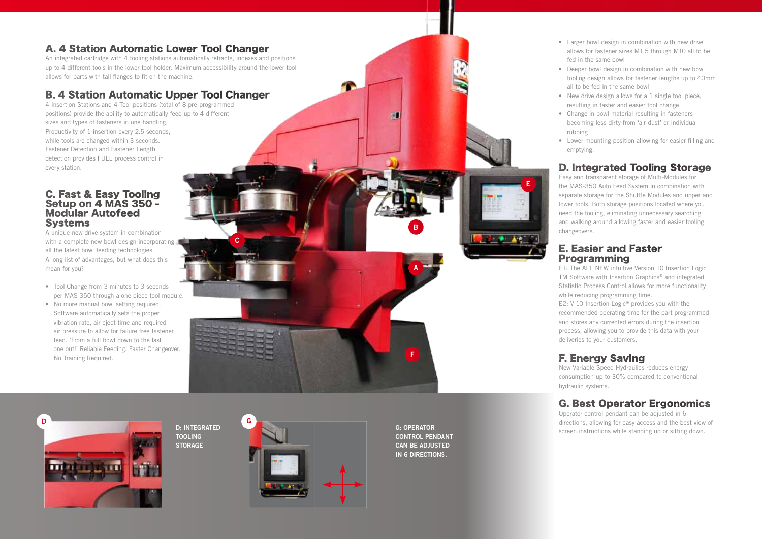## A. 4 Station Automatic Lower Tool Changer

An integrated cartridge with 4 tooling stations automatically retracts, indexes and positions up to 4 different tools in the lower tool holder. Maximum accessibility around the lower tool allows for parts with tall flanges to fit on the machine.

## B. 4 Station Automatic Upper Tool Changer

4 Insertion Stations and 4 Tool positions (total of 8 pre-programmed positions) provide the ability to automatically feed up to 4 different sizes and types of fasteners in one handling.
Productivity of 1 insertion every 2.5 seconds, while tools are changed within 3 seconds.
Fastener Detection and Fastener Length detection provides FULL process control in every station.

## C. Fast & Easy Tooling Setup on 4 MAS 350 - Modular Autofeed Systems

A unique new drive system in combination with a complete new bowl design incorporating all the latest bowl feeding technologies.
A long list of advantages, but what does this mean for you?

- Tool Change from 3 minutes to 3 seconds per MAS 350 through a one piece tool module.
- No more manual bowl setting required. Software automatically sets the proper vibration rate, air eject time and required air pressure to allow for failure free fastener feed. 'From a full bowl down to the last one out!' Reliable Feeding. Faster Changeover. No Training Required.
- Larger bowl design in combination with new drive allows for fastener sizes M1.5 through M10 all to be fed in the same bowl
- Deeper bowl design in combination with new bowl tooling design allows for fastener lengths up to 40mm all to be fed in the same bowl
- New drive design allows for a 1 single tool piece, resulting in faster and easier tool change
- Change in bowl material resulting in fasteners becoming less dirty from 'air-dust' or individual rubbing
- Lower mounting position allowing for easier filling and emptying.

## D. Integrated Tooling Storage

Easy and transparent storage of Multi-Modules for the MAS-350 Auto Feed System in combination with separate storage for the Shuttle Modules and upper and lower tools. Both storage positions located where you need the tooling, eliminating unnecessary searching and walking around allowing faster and easier tooling changeovers.

## E. Easier and Faster Programming

E1: The ALL NEW intuitive Version 10 Insertion Logic TM Software with Insertion Graphics® and integrated Statistic Process Control allows for more functionality while reducing programming time.
E2: V 10 Insertion Logic® provides you with the recommended operating time for the part programmed and stores any corrected errors during the insertion process, allowing you to provide this data with your deliveries to your customers.

## F. Energy Saving

New Variable Speed Hydraulics reduces energy consumption up to 30% compared to conventional hydraulic systems.

## G. Best Operator Ergonomics

Operator control pendant can be adjusted in 6 directions, allowing for easy access and the best view of screen instructions while standing up or sitting down.

**D: INTEGRATED TOOLING STORAGE**

**G: OPERATOR CONTROL PENDANT CAN BE ADJUSTED IN 6 DIRECTIONS.**